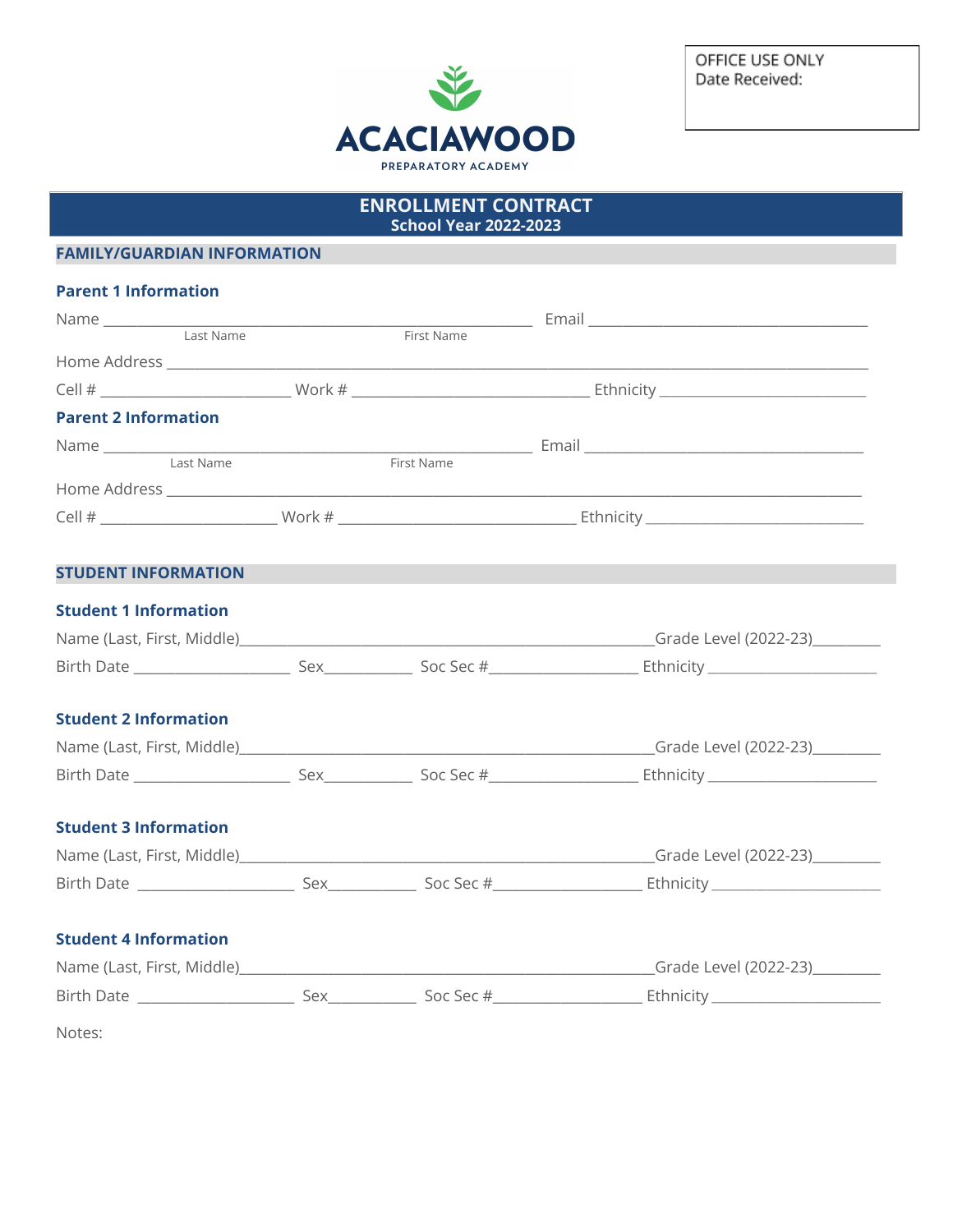OFFICE USE ONLY
Date Received:

# ACACIAWOOD

PREPARATORY ACADEMY

## ENROLLMENT CONTRACT
**School Year 2022-2023**

## FAMILY/GUARDIAN INFORMATION

### Parent 1 Information

Name ______________________________________________ Email ______________________________

Last Name First Name

Home Address ___________________________________________________________________________

Cell # ____________________ Work # __________________________ Ethnicity ______________________

### Parent 2 Information

Name ______________________________________________ Email ______________________________

Last Name First Name

Home Address ___________________________________________________________________________

Cell # ____________________ Work # __________________________ Ethnicity ______________________

## STUDENT INFORMATION

### Student 1 Information

Name (Last, First, Middle)____________________________________________Grade Level (2022-23)________

Birth Date ___________________ Sex__________ Soc Sec #_________________ Ethnicity ____________________

### Student 2 Information

Name (Last, First, Middle)____________________________________________Grade Level (2022-23)________

Birth Date ___________________ Sex__________ Soc Sec #_________________ Ethnicity ____________________

### Student 3 Information

Name (Last, First, Middle)____________________________________________Grade Level (2022-23)________

Birth Date ___________________ Sex__________ Soc Sec #_________________ Ethnicity ____________________

### Student 4 Information

Name (Last, First, Middle)____________________________________________Grade Level (2022-23)________

Birth Date ___________________ Sex__________ Soc Sec #_________________ Ethnicity ____________________

Notes: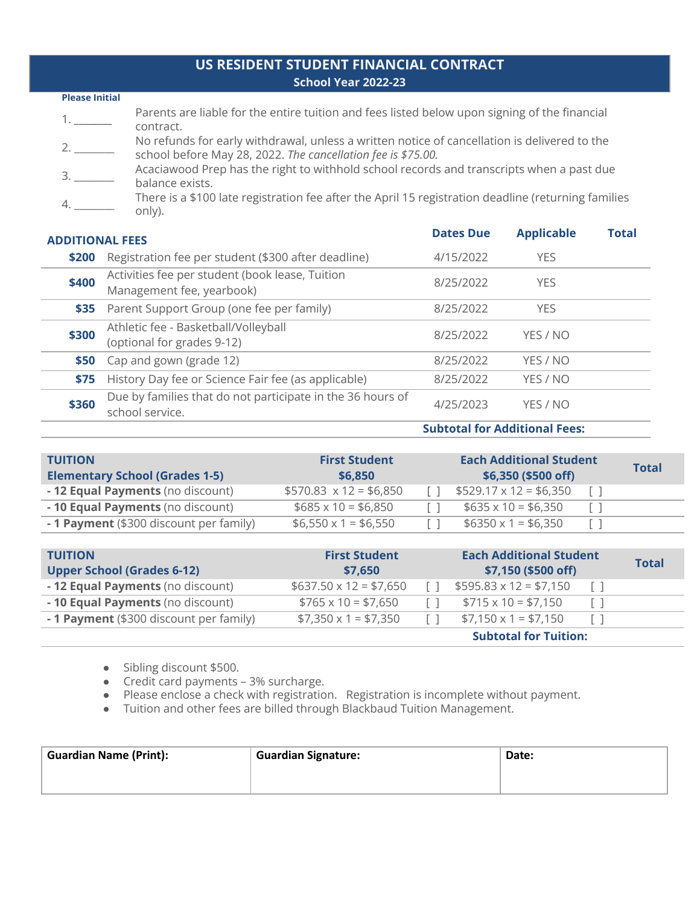# US RESIDENT STUDENT FINANCIAL CONTRACT

## School Year 2022-23

**Please Initial**

1. _______ Parents are liable for the entire tuition and fees listed below upon signing of the financial contract.
2. _______ No refunds for early withdrawal, unless a written notice of cancellation is delivered to the school before May 28, 2022. *The cancellation fee is $75.00.*
3. _______ Acaciawood Prep has the right to withhold school records and transcripts when a past due balance exists.
4. _______ There is a $100 late registration fee after the April 15 registration deadline (returning families only).

| **ADDITIONAL FEES** | | **Dates Due** | **Applicable** | **Total** |
|---|---|---|---|---|
| **$200** | Registration fee per student ($300 after deadline) | 4/15/2022 | YES | |
| **$400** | Activities fee per student (book lease, Tuition Management fee, yearbook) | 8/25/2022 | YES | |
| **$35** | Parent Support Group (one fee per family) | 8/25/2022 | YES | |
| **$300** | Athletic fee - Basketball/Volleyball (optional for grades 9-12) | 8/25/2022 | YES / NO | |
| **$50** | Cap and gown (grade 12) | 8/25/2022 | YES / NO | |
| **$75** | History Day fee or Science Fair fee (as applicable) | 8/25/2022 | YES / NO | |
| **$360** | Due by families that do not participate in the 36 hours of school service. | 4/25/2023 | YES / NO | |
| | | **Subtotal for Additional Fees:** | | |

| **TUITION Elementary School (Grades 1-5)** | **First Student $6,850** | | **Each Additional Student $6,350 ($500 off)** | | **Total** |
|---|---|---|---|---|---|
| - **12 Equal Payments** (no discount) | $570.83 x 12 = $6,850 | [ ] | $529.17 x 12 = $6,350 | [ ] | |
| - **10 Equal Payments** (no discount) | $685 x 10 = $6,850 | [ ] | $635 x 10 = $6,350 | [ ] | |
| - **1 Payment** ($300 discount per family) | $6,550 x 1 = $6,550 | [ ] | $6350 x 1 = $6,350 | [ ] | |

| **TUITION Upper School (Grades 6-12)** | **First Student $7,650** | | **Each Additional Student $7,150 ($500 off)** | | **Total** |
|---|---|---|---|---|---|
| - **12 Equal Payments** (no discount) | $637.50 x 12 = $7,650 | [ ] | $595.83 x 12 = $7,150 | [ ] | |
| - **10 Equal Payments** (no discount) | $765 x 10 = $7,650 | [ ] | $715 x 10 = $7,150 | [ ] | |
| - **1 Payment** ($300 discount per family) | $7,350 x 1 = $7,350 | [ ] | $7,150 x 1 = $7,150 | [ ] | |
| | | | **Subtotal for Tuition:** | | |

- Sibling discount $500.
- Credit card payments – 3% surcharge.
- Please enclose a check with registration. Registration is incomplete without payment.
- Tuition and other fees are billed through Blackbaud Tuition Management.

| **Guardian Name (Print):** | **Guardian Signature:** | **Date:** |
|---|---|---|
| | | |